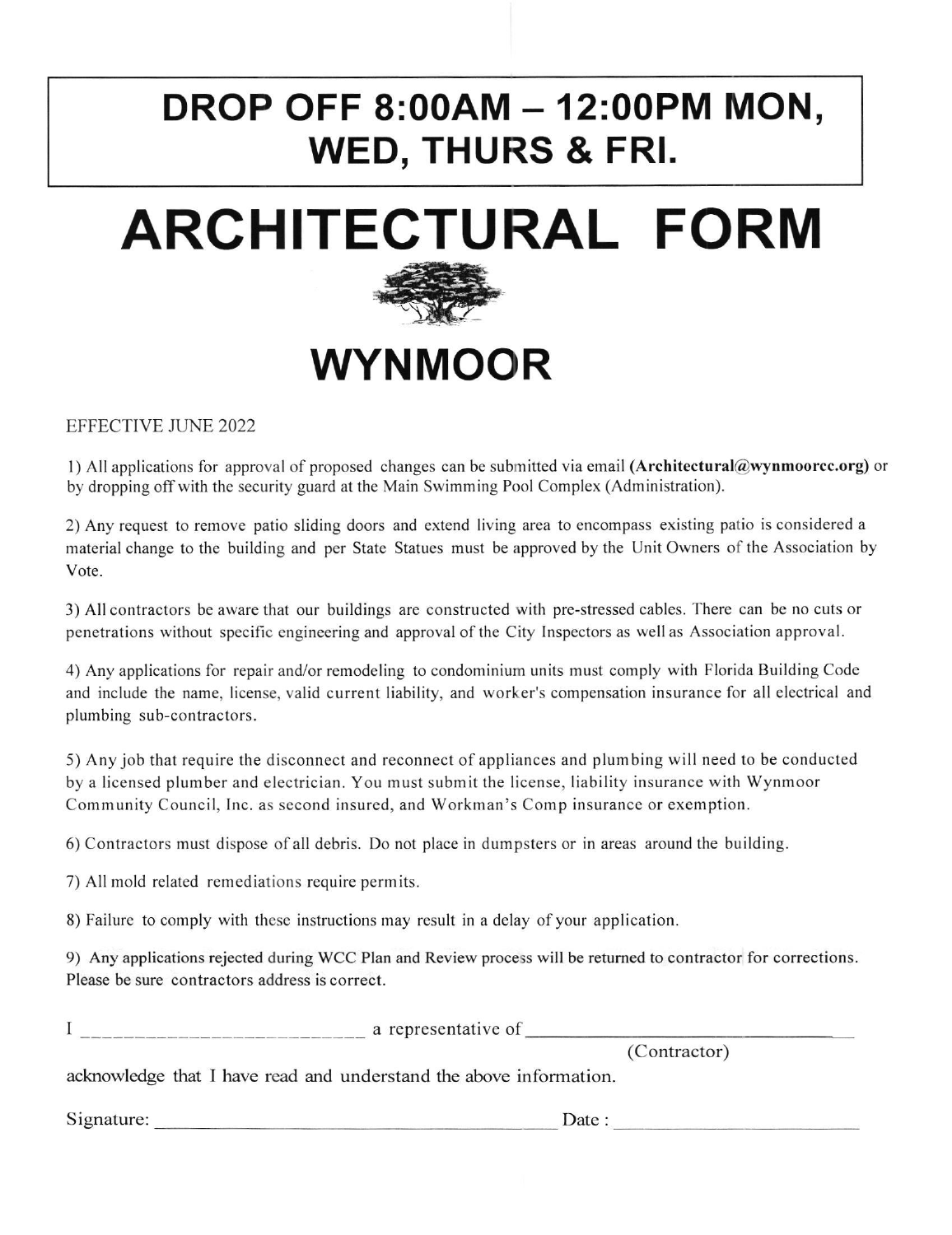**DROP OFF 8:00AM – 12:00PM MON, WED, THURS & FRI.**

# ARCHITECTURAL FORM

## WYNMOOR

EFFECTIVE JUNE 2022

1) All applications for approval of proposed changes can be submitted via email **(Architectural@wynmoorcc.org)** or by dropping off with the security guard at the Main Swimming Pool Complex (Administration).

2) Any request to remove patio sliding doors and extend living area to encompass existing patio is considered a material change to the building and per State Statues must be approved by the Unit Owners of the Association by Vote.

3) All contractors be aware that our buildings are constructed with pre-stressed cables. There can be no cuts or penetrations without specific engineering and approval of the City Inspectors as well as Association approval.

4) Any applications for repair and/or remodeling to condominium units must comply with Florida Building Code and include the name, license, valid current liability, and worker's compensation insurance for all electrical and plumbing sub-contractors.

5) Any job that require the disconnect and reconnect of appliances and plumbing will need to be conducted by a licensed plumber and electrician. You must submit the license, liability insurance with Wynmoor Community Council, Inc. as second insured, and Workman's Comp insurance or exemption.

6) Contractors must dispose of all debris. Do not place in dumpsters or in areas around the building.

7) All mold related remediations require permits.

8) Failure to comply with these instructions may result in a delay of your application.

9) Any applications rejected during WCC Plan and Review process will be returned to contractor for corrections. Please be sure contractors address is correct.

I ___________________________ a representative of ___________________________
(Contractor)

acknowledge that I have read and understand the above information.

Signature: ___________________________ Date : ___________________________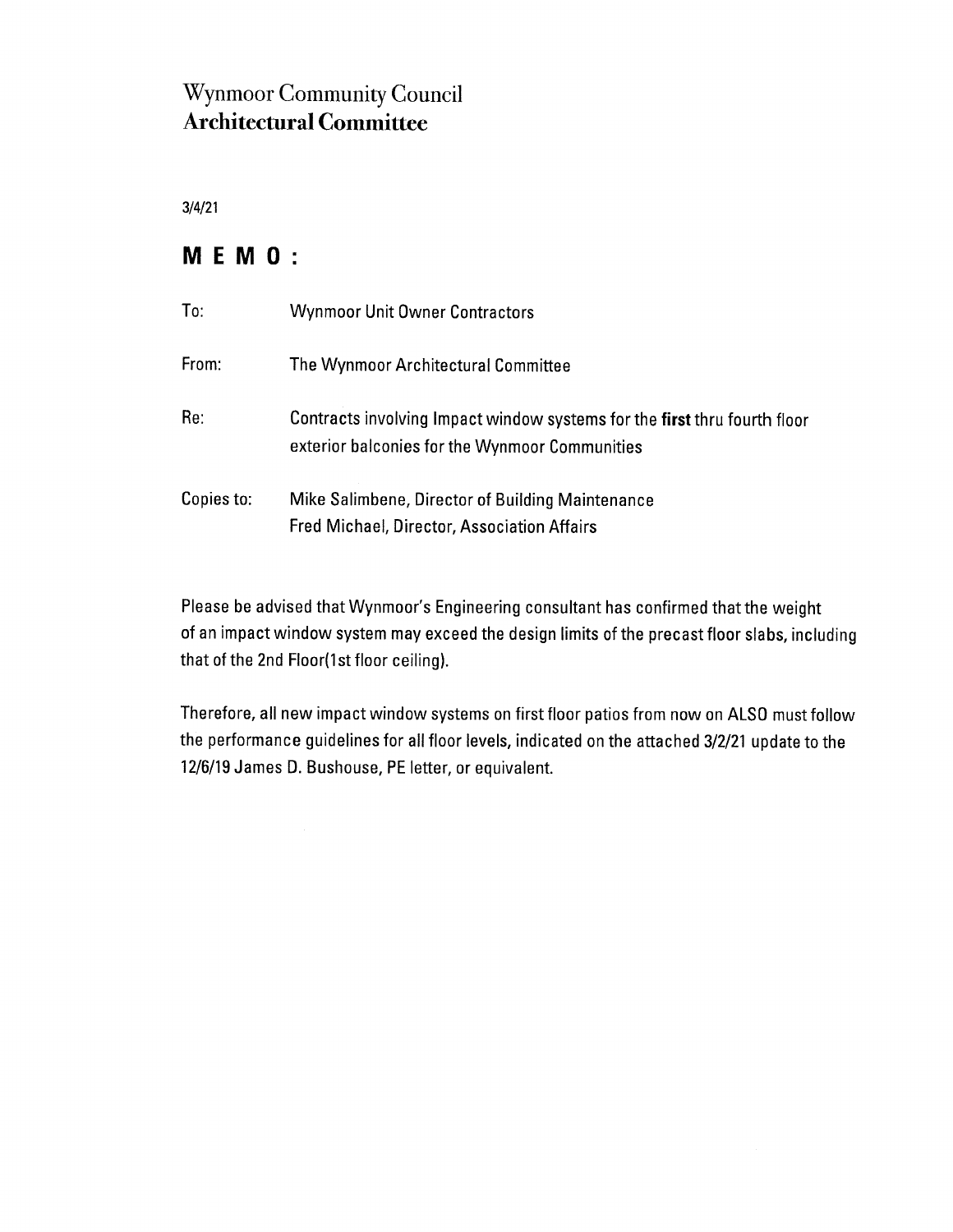# Wynmoor Community Council
## **Architectural Committee**

3/4/21

## MEMO:

| | |
|---|---|
| To: | Wynmoor Unit Owner Contractors |
| From: | The Wynmoor Architectural Committee |
| Re: | Contracts involving Impact window systems for the **first** thru fourth floor exterior balconies for the Wynmoor Communities |
| Copies to: | Mike Salimbene, Director of Building Maintenance<br>Fred Michael, Director, Association Affairs |

Please be advised that Wynmoor's Engineering consultant has confirmed that the weight of an impact window system may exceed the design limits of the precast floor slabs, including that of the 2nd Floor(1st floor ceiling).

Therefore, all new impact window systems on first floor patios from now on ALSO must follow the performance guidelines for all floor levels, indicated on the attached 3/2/21 update to the 12/6/19 James D. Bushouse, PE letter, or equivalent.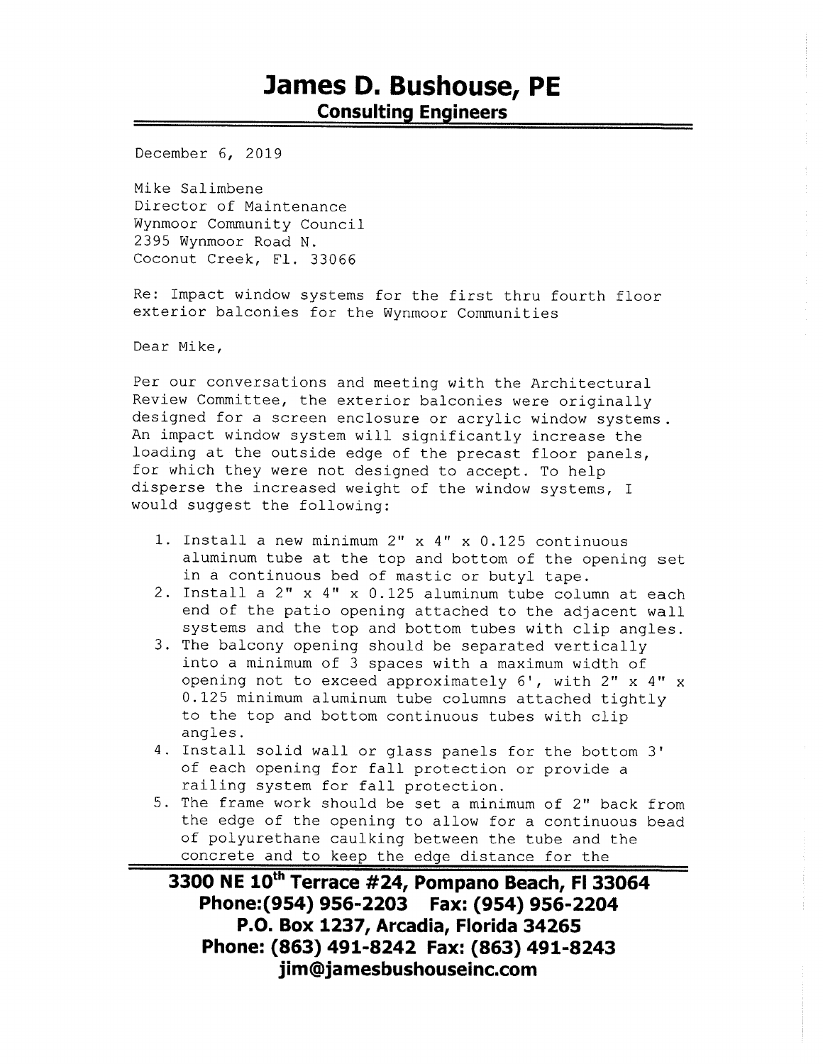# James D. Bushouse, PE

## Consulting Engineers

December 6, 2019

Mike Salimbene
Director of Maintenance
Wynmoor Community Council
2395 Wynmoor Road N.
Coconut Creek, Fl. 33066

Re: Impact window systems for the first thru fourth floor exterior balconies for the Wynmoor Communities

Dear Mike,

Per our conversations and meeting with the Architectural Review Committee, the exterior balconies were originally designed for a screen enclosure or acrylic window systems. An impact window system will significantly increase the loading at the outside edge of the precast floor panels, for which they were not designed to accept. To help disperse the increased weight of the window systems, I would suggest the following:

1. Install a new minimum 2" x 4" x 0.125 continuous aluminum tube at the top and bottom of the opening set in a continuous bed of mastic or butyl tape.
2. Install a 2" x 4" x 0.125 aluminum tube column at each end of the patio opening attached to the adjacent wall systems and the top and bottom tubes with clip angles.
3. The balcony opening should be separated vertically into a minimum of 3 spaces with a maximum width of opening not to exceed approximately 6', with 2" x 4" x 0.125 minimum aluminum tube columns attached tightly to the top and bottom continuous tubes with clip angles.
4. Install solid wall or glass panels for the bottom 3' of each opening for fall protection or provide a railing system for fall protection.
5. The frame work should be set a minimum of 2" back from the edge of the opening to allow for a continuous bead of polyurethane caulking between the tube and the concrete and to keep the edge distance for the

**3300 NE 10th Terrace #24, Pompano Beach, Fl 33064**
**Phone:(954) 956-2203 Fax: (954) 956-2204**
**P.O. Box 1237, Arcadia, Florida 34265**
**Phone: (863) 491-8242 Fax: (863) 491-8243**
**jim@jamesbushouseinc.com**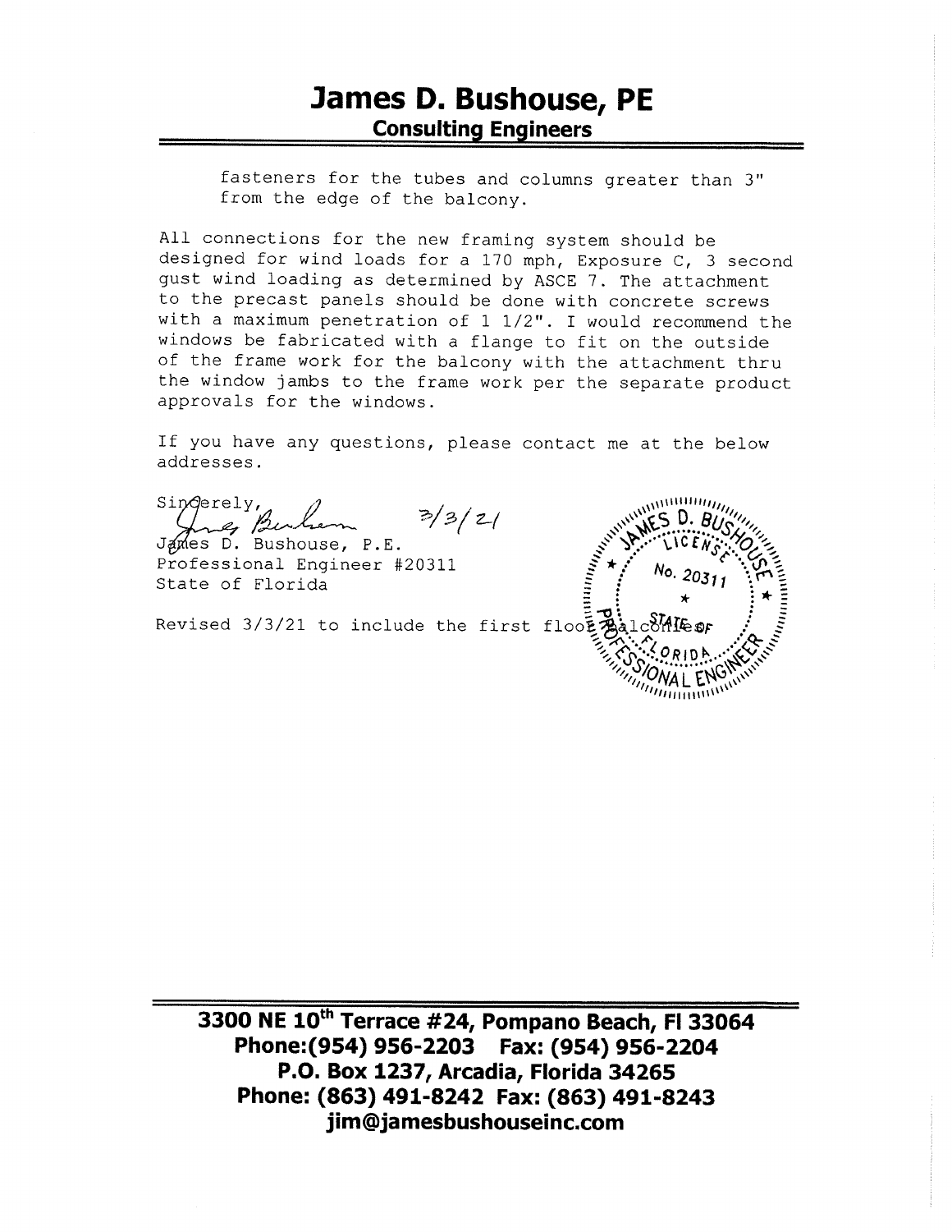fasteners for the tubes and columns greater than 3" from the edge of the balcony.

All connections for the new framing system should be designed for wind loads for a 170 mph, Exposure C, 3 second gust wind loading as determined by ASCE 7. The attachment to the precast panels should be done with concrete screws with a maximum penetration of 1 1/2". I would recommend the windows be fabricated with a flange to fit on the outside of the frame work for the balcony with the attachment thru the window jambs to the frame work per the separate product approvals for the windows.

If you have any questions, please contact me at the below addresses.

Sincerely,

3/3/21

James D. Bushouse, P.E.
Professional Engineer #20311
State of Florida

Revised 3/3/21 to include the first floor balconies

JAMES D. BUSHOUSE LICENSE No. 20311 STATE OF FLORIDA PROFESSIONAL ENGINEER

**3300 NE 10th Terrace #24, Pompano Beach, Fl 33064**
**Phone:(954) 956-2203 Fax: (954) 956-2204**
**P.O. Box 1237, Arcadia, Florida 34265**
**Phone: (863) 491-8242 Fax: (863) 491-8243**
**jim@jamesbushouseinc.com**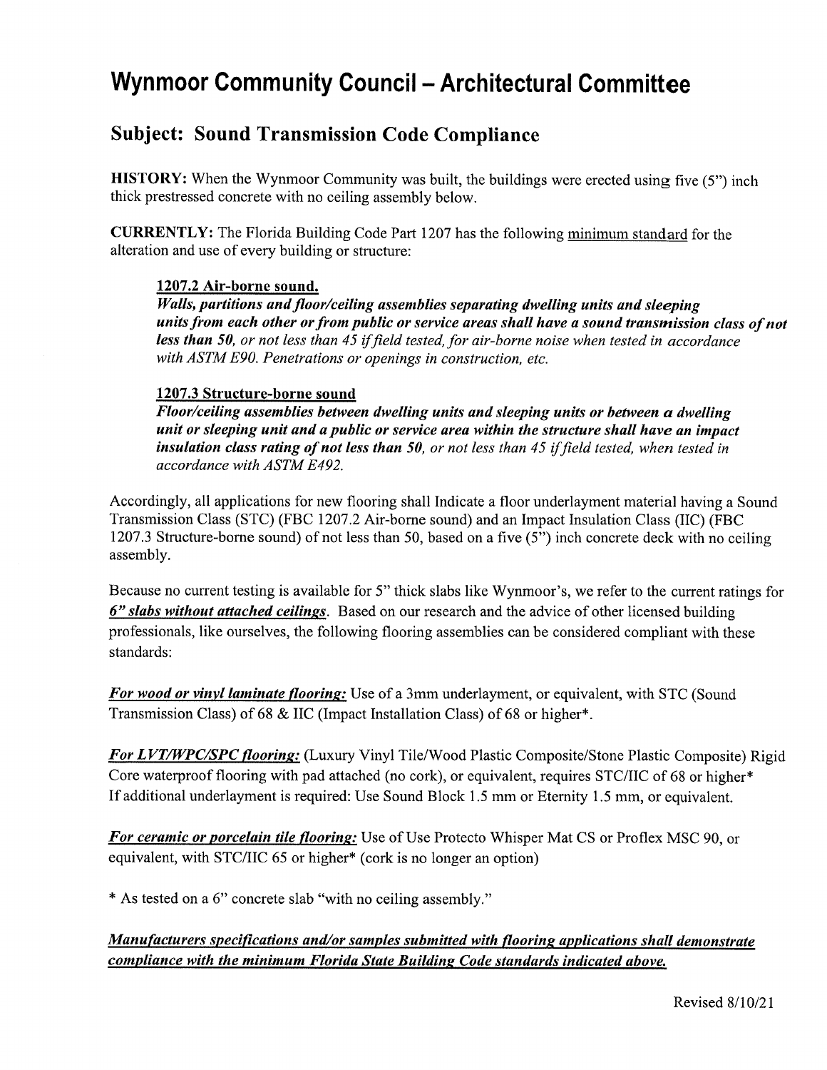# Wynmoor Community Council – Architectural Committee

## Subject: Sound Transmission Code Compliance

**HISTORY:** When the Wynmoor Community was built, the buildings were erected using five (5") inch thick prestressed concrete with no ceiling assembly below.

**CURRENTLY:** The Florida Building Code Part 1207 has the following minimum standard for the alteration and use of every building or structure:

> **1207.2 Air-borne sound.**
> ***Walls, partitions and floor/ceiling assemblies separating dwelling units and sleeping units from each other or from public or service areas shall have a sound transmission class of not less than 50,*** *or not less than 45 if field tested, for air-borne noise when tested in accordance with ASTM E90. Penetrations or openings in construction, etc.*
>
> **1207.3 Structure-borne sound**
> ***Floor/ceiling assemblies between dwelling units and sleeping units or between a dwelling unit or sleeping unit and a public or service area within the structure shall have an impact insulation class rating of not less than 50,*** *or not less than 45 if field tested, when tested in accordance with ASTM E492.*

Accordingly, all applications for new flooring shall Indicate a floor underlayment material having a Sound Transmission Class (STC) (FBC 1207.2 Air-borne sound) and an Impact Insulation Class (IIC) (FBC 1207.3 Structure-borne sound) of not less than 50, based on a five (5") inch concrete deck with no ceiling assembly.

Because no current testing is available for 5" thick slabs like Wynmoor's, we refer to the current ratings for ***6" slabs without attached ceilings***. Based on our research and the advice of other licensed building professionals, like ourselves, the following flooring assemblies can be considered compliant with these standards:

***For wood or vinyl laminate flooring:*** Use of a 3mm underlayment, or equivalent, with STC (Sound Transmission Class) of 68 & IIC (Impact Installation Class) of 68 or higher*.

***For LVT/WPC/SPC flooring:*** (Luxury Vinyl Tile/Wood Plastic Composite/Stone Plastic Composite) Rigid Core waterproof flooring with pad attached (no cork), or equivalent, requires STC/IIC of 68 or higher*
If additional underlayment is required: Use Sound Block 1.5 mm or Eternity 1.5 mm, or equivalent.

***For ceramic or porcelain tile flooring:*** Use of Use Protecto Whisper Mat CS or Proflex MSC 90, or equivalent, with STC/IIC 65 or higher* (cork is no longer an option)

* As tested on a 6" concrete slab "with no ceiling assembly."

***Manufacturers specifications and/or samples submitted with flooring applications shall demonstrate compliance with the minimum Florida State Building Code standards indicated above.***

Revised 8/10/21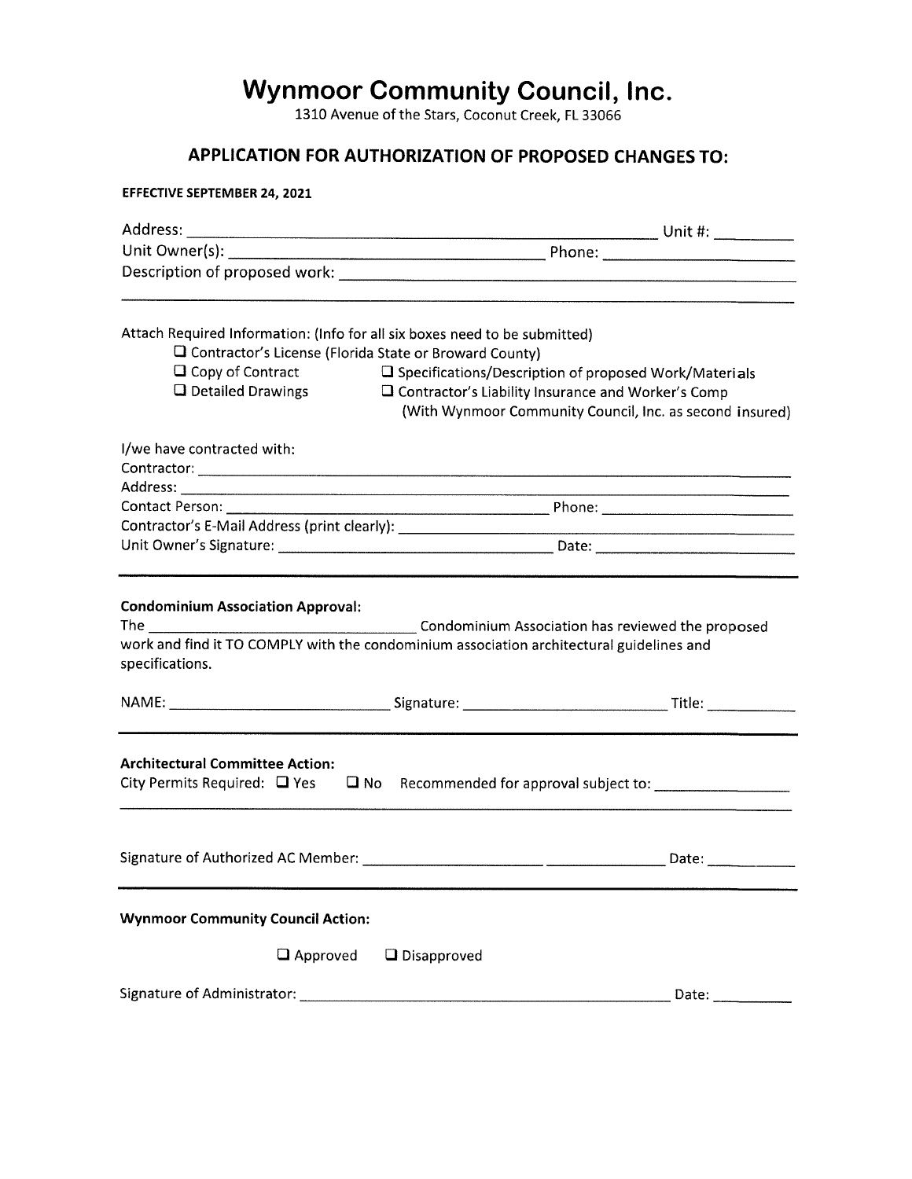# Wynmoor Community Council, Inc.

1310 Avenue of the Stars, Coconut Creek, FL 33066

## APPLICATION FOR AUTHORIZATION OF PROPOSED CHANGES TO:

**EFFECTIVE SEPTEMBER 24, 2021**

Address: ______________________________________________ Unit #: _________

Unit Owner(s): ________________________________ Phone: ____________________

Description of proposed work: __________________________________________________

______________________________________________________________________________

Attach Required Information: (Info for all six boxes need to be submitted)

- ☐ Contractor's License (Florida State or Broward County)
- ☐ Copy of Contract
- ☐ Specifications/Description of proposed Work/Materials
- ☐ Detailed Drawings
- ☐ Contractor's Liability Insurance and Worker's Comp (With Wynmoor Community Council, Inc. as second insured)

I/we have contracted with:

Contractor: ____________________________________________________________________

Address: ______________________________________________________________________

Contact Person: ________________________________ Phone: ____________________

Contractor's E-Mail Address (print clearly): _______________________________________

Unit Owner's Signature: ____________________________ Date: ____________________

---

**Condominium Association Approval:**

The ______________________________ Condominium Association has reviewed the proposed work and find it TO COMPLY with the condominium association architectural guidelines and specifications.

NAME: _________________________ Signature: _________________________ Title: __________

---

**Architectural Committee Action:**

City Permits Required: ☐ Yes ☐ No Recommended for approval subject to: ________________

______________________________________________________________________________

Signature of Authorized AC Member: ____________________ ______________ Date: __________

---

**Wynmoor Community Council Action:**

☐ Approved ☐ Disapproved

Signature of Administrator: ____________________________________________ Date: _________